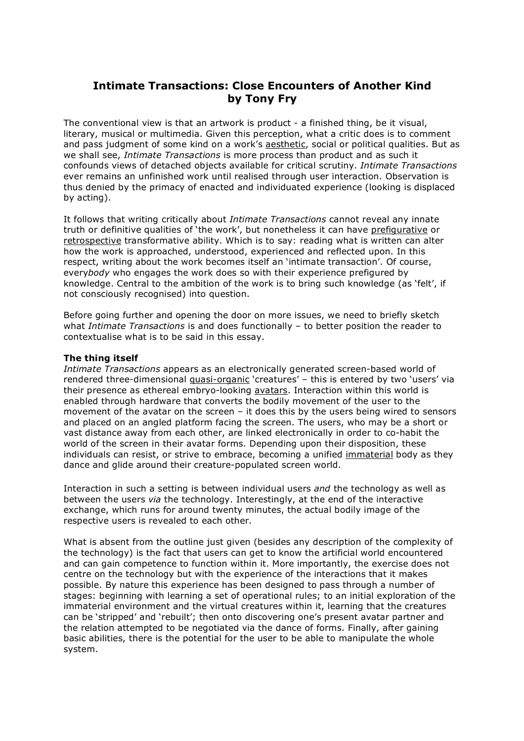# Intimate Transactions: Close Encounters of Another Kind
# by Tony Fry

The conventional view is that an artwork is product - a finished thing, be it visual, literary, musical or multimedia. Given this perception, what a critic does is to comment and pass judgment of some kind on a work's aesthetic, social or political qualities. But as we shall see, *Intimate Transactions* is more process than product and as such it confounds views of detached objects available for critical scrutiny. *Intimate Transactions* ever remains an unfinished work until realised through user interaction. Observation is thus denied by the primacy of enacted and individuated experience (looking is displaced by acting).

It follows that writing critically about *Intimate Transactions* cannot reveal any innate truth or definitive qualities of 'the work', but nonetheless it can have prefigurative or retrospective transformative ability. Which is to say: reading what is written can alter how the work is approached, understood, experienced and reflected upon. In this respect, writing about the work becomes itself an 'intimate transaction'. Of course, every*body* who engages the work does so with their experience prefigured by knowledge. Central to the ambition of the work is to bring such knowledge (as 'felt', if not consciously recognised) into question.

Before going further and opening the door on more issues, we need to briefly sketch what *Intimate Transactions* is and does functionally – to better position the reader to contextualise what is to be said in this essay.

**The thing itself**

*Intimate Transactions* appears as an electronically generated screen-based world of rendered three-dimensional quasi-organic 'creatures' – this is entered by two 'users' via their presence as ethereal embryo-looking avatars. Interaction within this world is enabled through hardware that converts the bodily movement of the user to the movement of the avatar on the screen – it does this by the users being wired to sensors and placed on an angled platform facing the screen. The users, who may be a short or vast distance away from each other, are linked electronically in order to co-habit the world of the screen in their avatar forms. Depending upon their disposition, these individuals can resist, or strive to embrace, becoming a unified immaterial body as they dance and glide around their creature-populated screen world.

Interaction in such a setting is between individual users *and* the technology as well as between the users *via* the technology. Interestingly, at the end of the interactive exchange, which runs for around twenty minutes, the actual bodily image of the respective users is revealed to each other.

What is absent from the outline just given (besides any description of the complexity of the technology) is the fact that users can get to know the artificial world encountered and can gain competence to function within it. More importantly, the exercise does not centre on the technology but with the experience of the interactions that it makes possible. By nature this experience has been designed to pass through a number of stages: beginning with learning a set of operational rules; to an initial exploration of the immaterial environment and the virtual creatures within it, learning that the creatures can be 'stripped' and 'rebuilt'; then onto discovering one's present avatar partner and the relation attempted to be negotiated via the dance of forms. Finally, after gaining basic abilities, there is the potential for the user to be able to manipulate the whole system.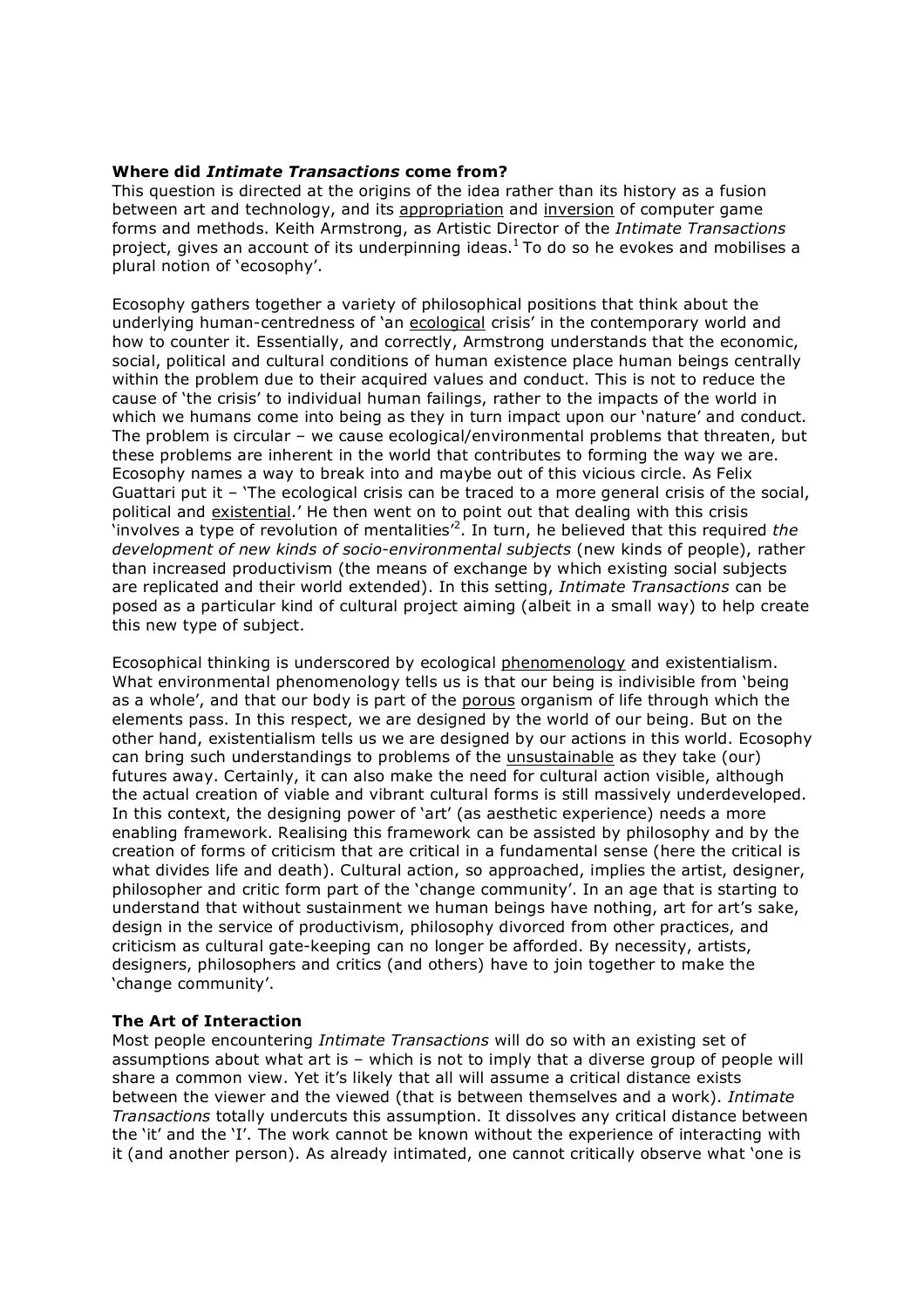**Where did *Intimate Transactions* come from?**

This question is directed at the origins of the idea rather than its history as a fusion between art and technology, and its appropriation and inversion of computer game forms and methods. Keith Armstrong, as Artistic Director of the *Intimate Transactions* project, gives an account of its underpinning ideas.[1] To do so he evokes and mobilises a plural notion of 'ecosophy'.

Ecosophy gathers together a variety of philosophical positions that think about the underlying human-centredness of 'an ecological crisis' in the contemporary world and how to counter it. Essentially, and correctly, Armstrong understands that the economic, social, political and cultural conditions of human existence place human beings centrally within the problem due to their acquired values and conduct. This is not to reduce the cause of 'the crisis' to individual human failings, rather to the impacts of the world in which we humans come into being as they in turn impact upon our 'nature' and conduct. The problem is circular – we cause ecological/environmental problems that threaten, but these problems are inherent in the world that contributes to forming the way we are. Ecosophy names a way to break into and maybe out of this vicious circle. As Felix Guattari put it – 'The ecological crisis can be traced to a more general crisis of the social, political and existential.' He then went on to point out that dealing with this crisis 'involves a type of revolution of mentalities'[2]. In turn, he believed that this required *the development of new kinds of socio-environmental subjects* (new kinds of people), rather than increased productivism (the means of exchange by which existing social subjects are replicated and their world extended). In this setting, *Intimate Transactions* can be posed as a particular kind of cultural project aiming (albeit in a small way) to help create this new type of subject.

Ecosophical thinking is underscored by ecological phenomenology and existentialism. What environmental phenomenology tells us is that our being is indivisible from 'being as a whole', and that our body is part of the porous organism of life through which the elements pass. In this respect, we are designed by the world of our being. But on the other hand, existentialism tells us we are designed by our actions in this world. Ecosophy can bring such understandings to problems of the unsustainable as they take (our) futures away. Certainly, it can also make the need for cultural action visible, although the actual creation of viable and vibrant cultural forms is still massively underdeveloped. In this context, the designing power of 'art' (as aesthetic experience) needs a more enabling framework. Realising this framework can be assisted by philosophy and by the creation of forms of criticism that are critical in a fundamental sense (here the critical is what divides life and death). Cultural action, so approached, implies the artist, designer, philosopher and critic form part of the 'change community'. In an age that is starting to understand that without sustainment we human beings have nothing, art for art's sake, design in the service of productivism, philosophy divorced from other practices, and criticism as cultural gate-keeping can no longer be afforded. By necessity, artists, designers, philosophers and critics (and others) have to join together to make the 'change community'.

**The Art of Interaction**

Most people encountering *Intimate Transactions* will do so with an existing set of assumptions about what art is – which is not to imply that a diverse group of people will share a common view. Yet it's likely that all will assume a critical distance exists between the viewer and the viewed (that is between themselves and a work). *Intimate Transactions* totally undercuts this assumption. It dissolves any critical distance between the 'it' and the 'I'. The work cannot be known without the experience of interacting with it (and another person). As already intimated, one cannot critically observe what 'one is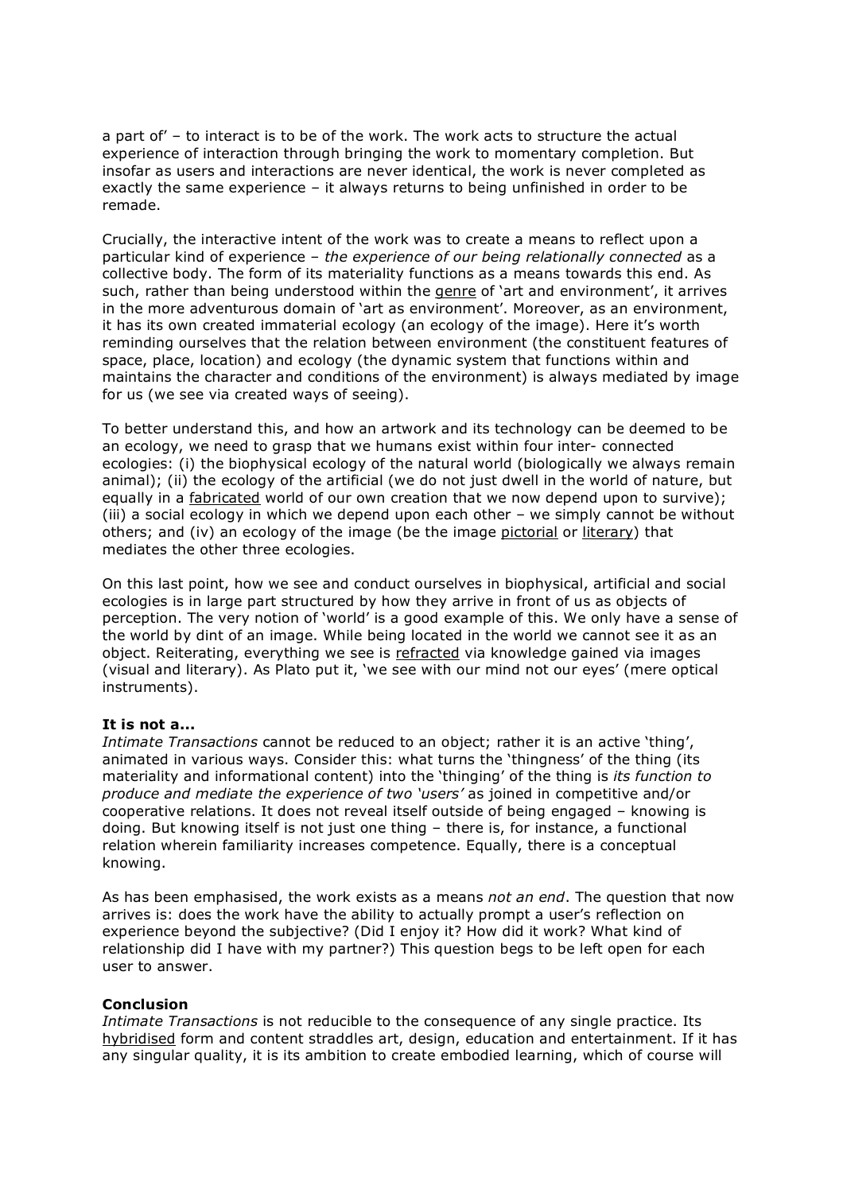a part of' – to interact is to be of the work. The work acts to structure the actual experience of interaction through bringing the work to momentary completion. But insofar as users and interactions are never identical, the work is never completed as exactly the same experience – it always returns to being unfinished in order to be remade.

Crucially, the interactive intent of the work was to create a means to reflect upon a particular kind of experience – *the experience of our being relationally connected* as a collective body. The form of its materiality functions as a means towards this end. As such, rather than being understood within the genre of 'art and environment', it arrives in the more adventurous domain of 'art as environment'. Moreover, as an environment, it has its own created immaterial ecology (an ecology of the image). Here it's worth reminding ourselves that the relation between environment (the constituent features of space, place, location) and ecology (the dynamic system that functions within and maintains the character and conditions of the environment) is always mediated by image for us (we see via created ways of seeing).

To better understand this, and how an artwork and its technology can be deemed to be an ecology, we need to grasp that we humans exist within four inter- connected ecologies: (i) the biophysical ecology of the natural world (biologically we always remain animal); (ii) the ecology of the artificial (we do not just dwell in the world of nature, but equally in a fabricated world of our own creation that we now depend upon to survive); (iii) a social ecology in which we depend upon each other – we simply cannot be without others; and (iv) an ecology of the image (be the image pictorial or literary) that mediates the other three ecologies.

On this last point, how we see and conduct ourselves in biophysical, artificial and social ecologies is in large part structured by how they arrive in front of us as objects of perception. The very notion of 'world' is a good example of this. We only have a sense of the world by dint of an image. While being located in the world we cannot see it as an object. Reiterating, everything we see is refracted via knowledge gained via images (visual and literary). As Plato put it, 'we see with our mind not our eyes' (mere optical instruments).

**It is not a...**

*Intimate Transactions* cannot be reduced to an object; rather it is an active 'thing', animated in various ways. Consider this: what turns the 'thingness' of the thing (its materiality and informational content) into the 'thinging' of the thing is *its function to produce and mediate the experience of two 'users'* as joined in competitive and/or cooperative relations. It does not reveal itself outside of being engaged – knowing is doing. But knowing itself is not just one thing – there is, for instance, a functional relation wherein familiarity increases competence. Equally, there is a conceptual knowing.

As has been emphasised, the work exists as a means *not an end*. The question that now arrives is: does the work have the ability to actually prompt a user's reflection on experience beyond the subjective? (Did I enjoy it? How did it work? What kind of relationship did I have with my partner?) This question begs to be left open for each user to answer.

**Conclusion**

*Intimate Transactions* is not reducible to the consequence of any single practice. Its hybridised form and content straddles art, design, education and entertainment. If it has any singular quality, it is its ambition to create embodied learning, which of course will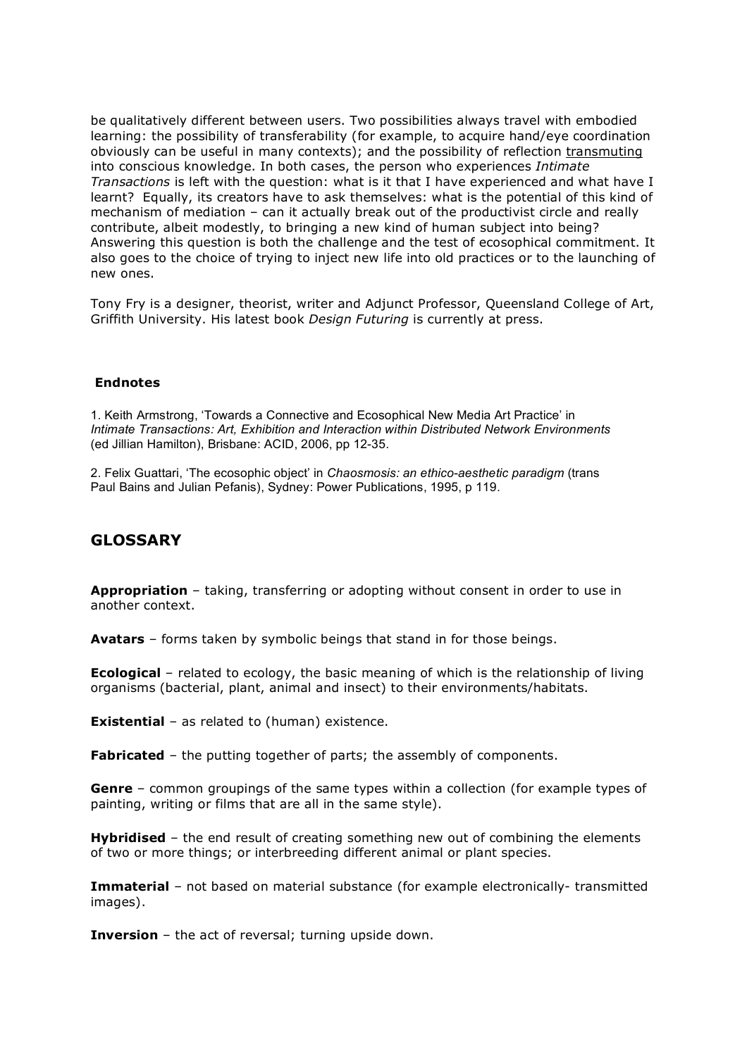be qualitatively different between users. Two possibilities always travel with embodied learning: the possibility of transferability (for example, to acquire hand/eye coordination obviously can be useful in many contexts); and the possibility of reflection transmuting into conscious knowledge. In both cases, the person who experiences *Intimate Transactions* is left with the question: what is it that I have experienced and what have I learnt? Equally, its creators have to ask themselves: what is the potential of this kind of mechanism of mediation – can it actually break out of the productivist circle and really contribute, albeit modestly, to bringing a new kind of human subject into being? Answering this question is both the challenge and the test of ecosophical commitment. It also goes to the choice of trying to inject new life into old practices or to the launching of new ones.

Tony Fry is a designer, theorist, writer and Adjunct Professor, Queensland College of Art, Griffith University. His latest book *Design Futuring* is currently at press.

**Endnotes**

1. Keith Armstrong, 'Towards a Connective and Ecosophical New Media Art Practice' in *Intimate Transactions: Art, Exhibition and Interaction within Distributed Network Environments* (ed Jillian Hamilton), Brisbane: ACID, 2006, pp 12-35.

2. Felix Guattari, 'The ecosophic object' in *Chaosmosis: an ethico-aesthetic paradigm* (trans Paul Bains and Julian Pefanis), Sydney: Power Publications, 1995, p 119.

## GLOSSARY

**Appropriation** – taking, transferring or adopting without consent in order to use in another context.

**Avatars** – forms taken by symbolic beings that stand in for those beings.

**Ecological** – related to ecology, the basic meaning of which is the relationship of living organisms (bacterial, plant, animal and insect) to their environments/habitats.

**Existential** – as related to (human) existence.

**Fabricated** – the putting together of parts; the assembly of components.

**Genre** – common groupings of the same types within a collection (for example types of painting, writing or films that are all in the same style).

**Hybridised** – the end result of creating something new out of combining the elements of two or more things; or interbreeding different animal or plant species.

**Immaterial** – not based on material substance (for example electronically- transmitted images).

**Inversion** – the act of reversal; turning upside down.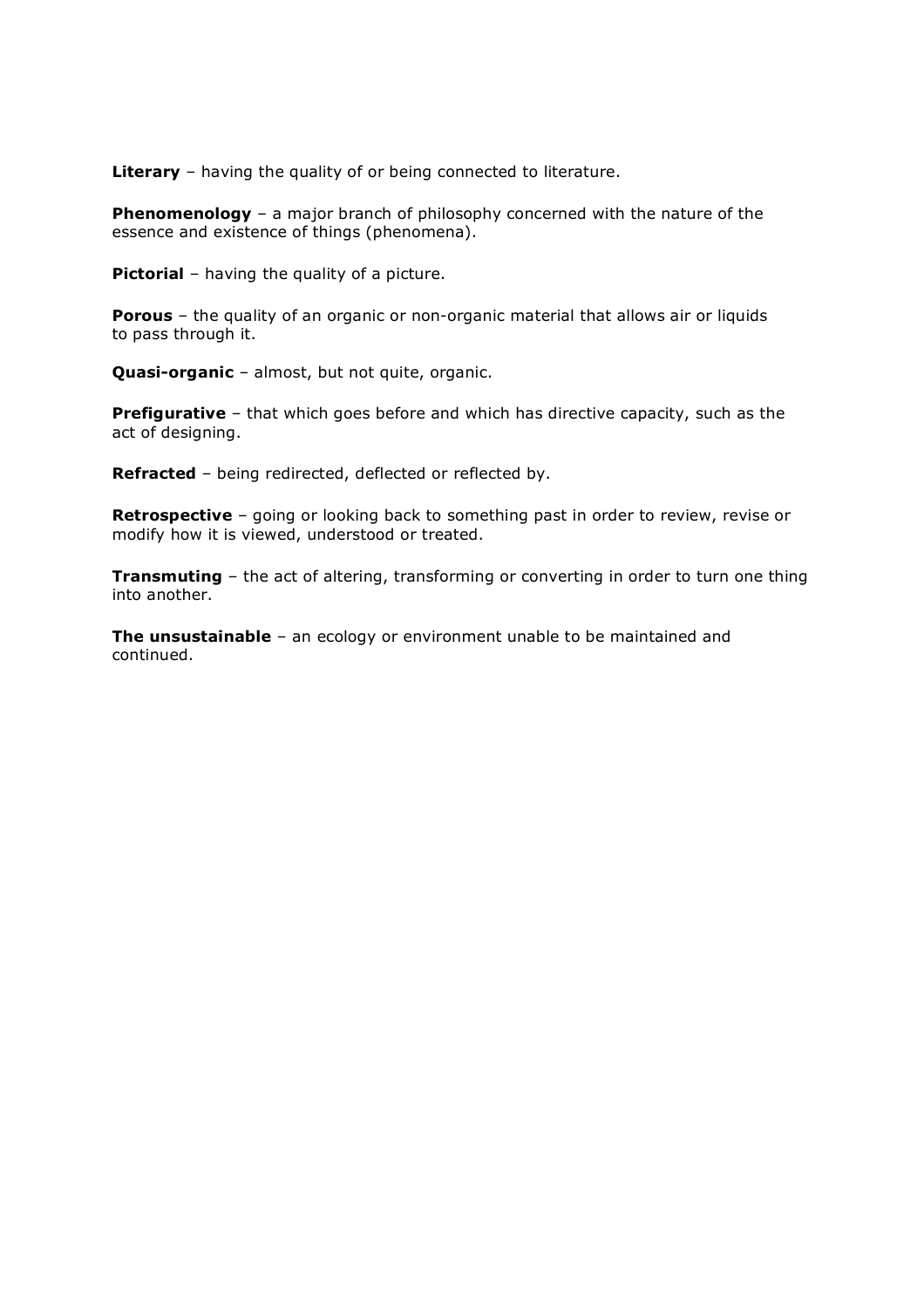**Literary** – having the quality of or being connected to literature.

**Phenomenology** – a major branch of philosophy concerned with the nature of the essence and existence of things (phenomena).

**Pictorial** – having the quality of a picture.

**Porous** – the quality of an organic or non-organic material that allows air or liquids to pass through it.

**Quasi-organic** – almost, but not quite, organic.

**Prefigurative** – that which goes before and which has directive capacity, such as the act of designing.

**Refracted** – being redirected, deflected or reflected by.

**Retrospective** – going or looking back to something past in order to review, revise or modify how it is viewed, understood or treated.

**Transmuting** – the act of altering, transforming or converting in order to turn one thing into another.

**The unsustainable** – an ecology or environment unable to be maintained and continued.